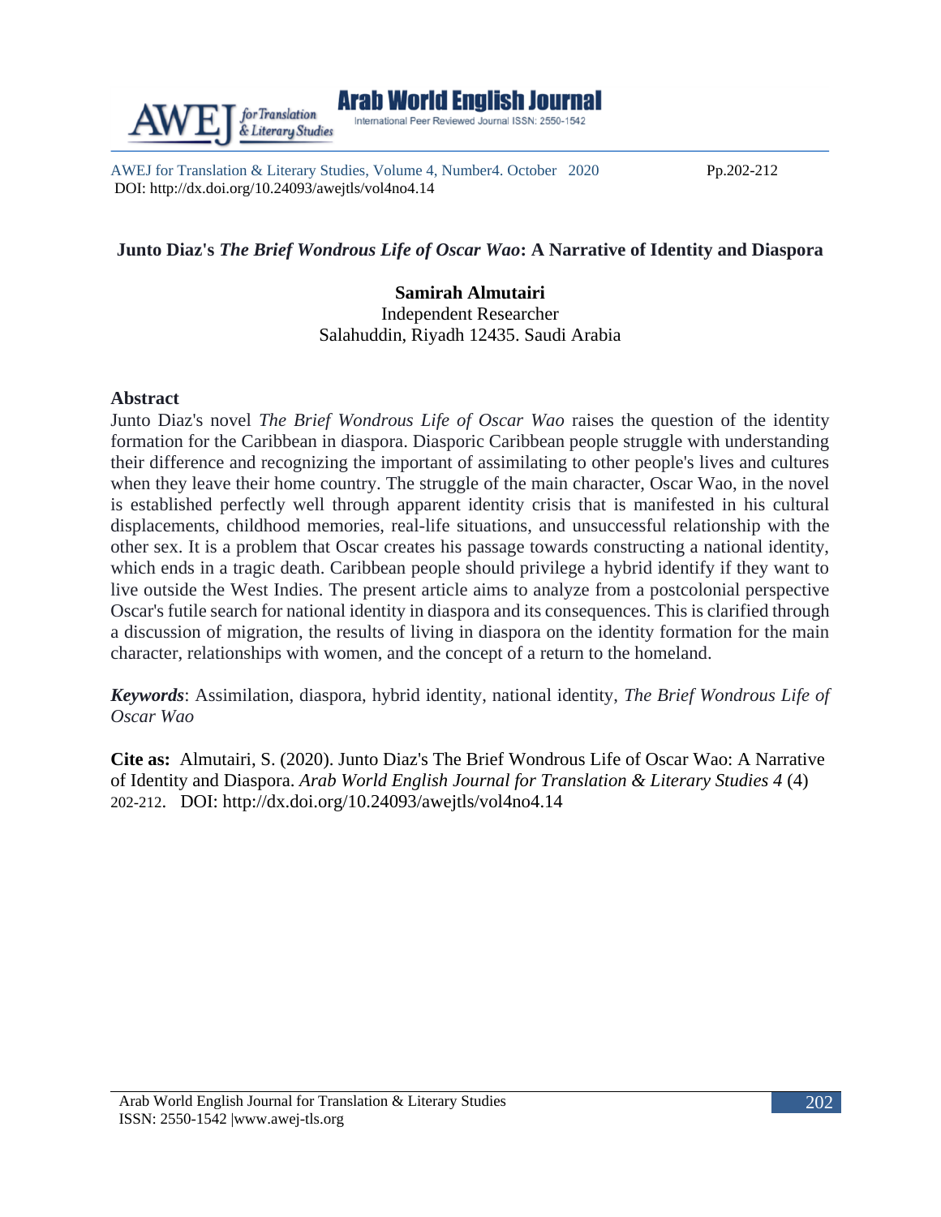# Junto Diaz's *The Brief Wondrous Life of Oscar Wao*: A Narrative of Identity and Diaspora

**Samirah Almutairi**
Independent Researcher
Salahuddin, Riyadh 12435. Saudi Arabia

## Abstract

Junto Diaz's novel *The Brief Wondrous Life of Oscar Wao* raises the question of the identity formation for the Caribbean in diaspora. Diasporic Caribbean people struggle with understanding their difference and recognizing the important of assimilating to other people's lives and cultures when they leave their home country. The struggle of the main character, Oscar Wao, in the novel is established perfectly well through apparent identity crisis that is manifested in his cultural displacements, childhood memories, real-life situations, and unsuccessful relationship with the other sex. It is a problem that Oscar creates his passage towards constructing a national identity, which ends in a tragic death. Caribbean people should privilege a hybrid identify if they want to live outside the West Indies. The present article aims to analyze from a postcolonial perspective Oscar's futile search for national identity in diaspora and its consequences. This is clarified through a discussion of migration, the results of living in diaspora on the identity formation for the main character, relationships with women, and the concept of a return to the homeland.

***Keywords***: Assimilation, diaspora, hybrid identity, national identity, *The Brief Wondrous Life of Oscar Wao*

**Cite as:** Almutairi, S. (2020). Junto Diaz's The Brief Wondrous Life of Oscar Wao: A Narrative of Identity and Diaspora. *Arab World English Journal for Translation & Literary Studies 4* (4) 202-212. DOI: http://dx.doi.org/10.24093/awejtls/vol4no4.14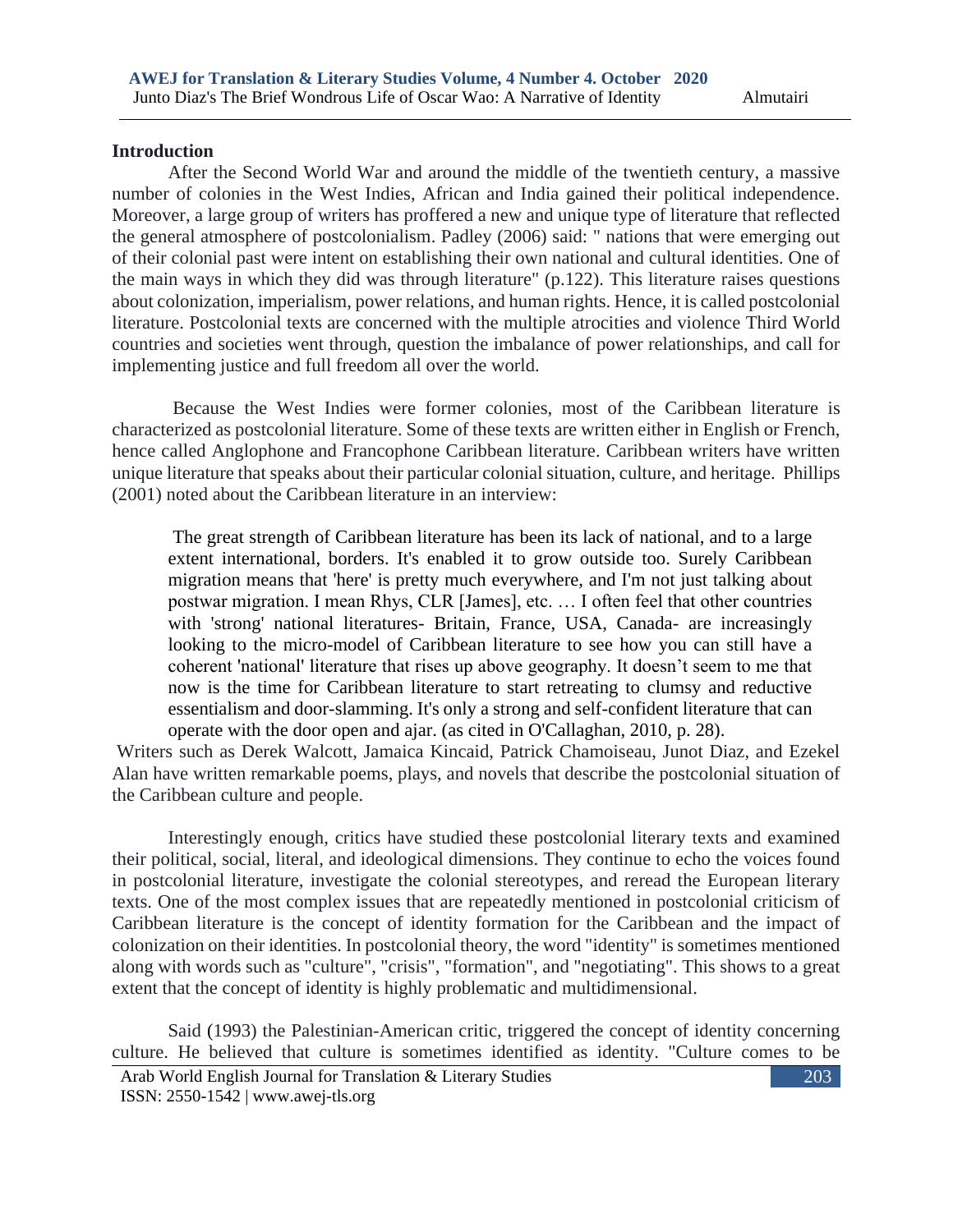## Introduction

After the Second World War and around the middle of the twentieth century, a massive number of colonies in the West Indies, African and India gained their political independence. Moreover, a large group of writers has proffered a new and unique type of literature that reflected the general atmosphere of postcolonialism. Padley (2006) said: " nations that were emerging out of their colonial past were intent on establishing their own national and cultural identities. One of the main ways in which they did was through literature" (p.122). This literature raises questions about colonization, imperialism, power relations, and human rights. Hence, it is called postcolonial literature. Postcolonial texts are concerned with the multiple atrocities and violence Third World countries and societies went through, question the imbalance of power relationships, and call for implementing justice and full freedom all over the world.

Because the West Indies were former colonies, most of the Caribbean literature is characterized as postcolonial literature. Some of these texts are written either in English or French, hence called Anglophone and Francophone Caribbean literature. Caribbean writers have written unique literature that speaks about their particular colonial situation, culture, and heritage. Phillips (2001) noted about the Caribbean literature in an interview:

> The great strength of Caribbean literature has been its lack of national, and to a large extent international, borders. It's enabled it to grow outside too. Surely Caribbean migration means that 'here' is pretty much everywhere, and I'm not just talking about postwar migration. I mean Rhys, CLR [James], etc. … I often feel that other countries with 'strong' national literatures- Britain, France, USA, Canada- are increasingly looking to the micro-model of Caribbean literature to see how you can still have a coherent 'national' literature that rises up above geography. It doesn't seem to me that now is the time for Caribbean literature to start retreating to clumsy and reductive essentialism and door-slamming. It's only a strong and self-confident literature that can operate with the door open and ajar. (as cited in O'Callaghan, 2010, p. 28).

Writers such as Derek Walcott, Jamaica Kincaid, Patrick Chamoiseau, Junot Diaz, and Ezekel Alan have written remarkable poems, plays, and novels that describe the postcolonial situation of the Caribbean culture and people.

Interestingly enough, critics have studied these postcolonial literary texts and examined their political, social, literal, and ideological dimensions. They continue to echo the voices found in postcolonial literature, investigate the colonial stereotypes, and reread the European literary texts. One of the most complex issues that are repeatedly mentioned in postcolonial criticism of Caribbean literature is the concept of identity formation for the Caribbean and the impact of colonization on their identities. In postcolonial theory, the word "identity" is sometimes mentioned along with words such as "culture", "crisis", "formation", and "negotiating". This shows to a great extent that the concept of identity is highly problematic and multidimensional.

Said (1993) the Palestinian-American critic, triggered the concept of identity concerning culture. He believed that culture is sometimes identified as identity. "Culture comes to be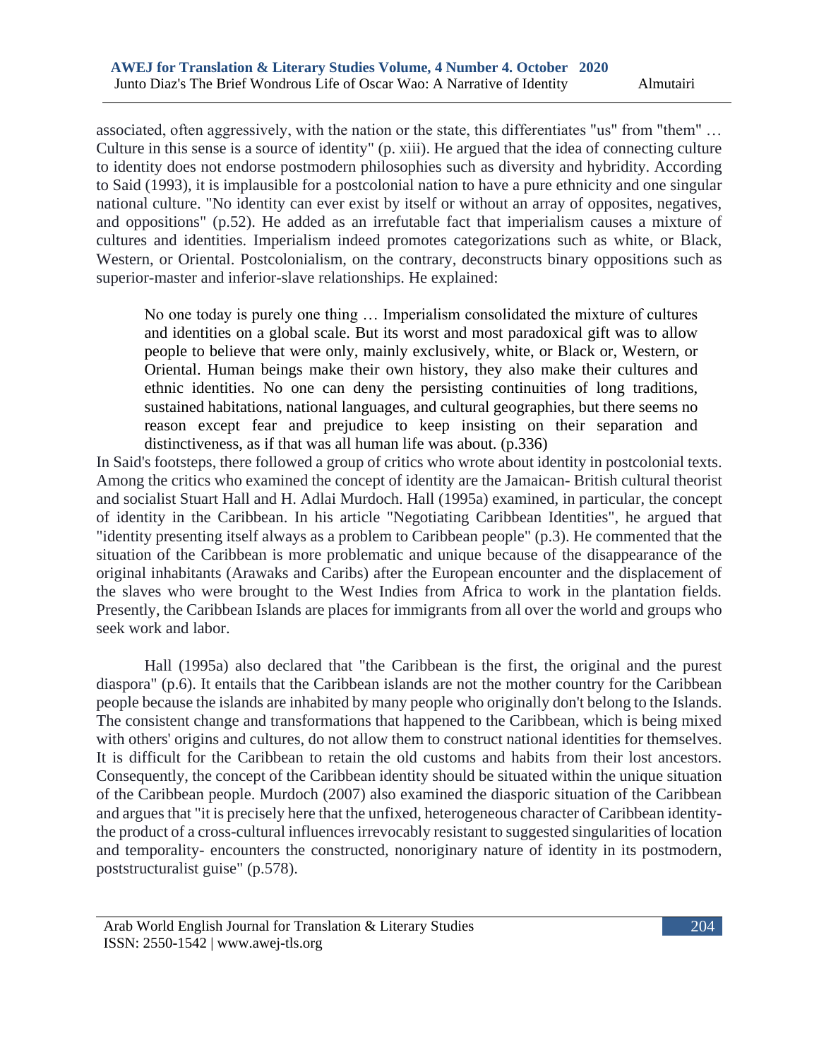associated, often aggressively, with the nation or the state, this differentiates "us" from "them" … Culture in this sense is a source of identity" (p. xiii). He argued that the idea of connecting culture to identity does not endorse postmodern philosophies such as diversity and hybridity. According to Said (1993), it is implausible for a postcolonial nation to have a pure ethnicity and one singular national culture. "No identity can ever exist by itself or without an array of opposites, negatives, and oppositions" (p.52). He added as an irrefutable fact that imperialism causes a mixture of cultures and identities. Imperialism indeed promotes categorizations such as white, or Black, Western, or Oriental. Postcolonialism, on the contrary, deconstructs binary oppositions such as superior-master and inferior-slave relationships. He explained:

> No one today is purely one thing … Imperialism consolidated the mixture of cultures and identities on a global scale. But its worst and most paradoxical gift was to allow people to believe that were only, mainly exclusively, white, or Black or, Western, or Oriental. Human beings make their own history, they also make their cultures and ethnic identities. No one can deny the persisting continuities of long traditions, sustained habitations, national languages, and cultural geographies, but there seems no reason except fear and prejudice to keep insisting on their separation and distinctiveness, as if that was all human life was about. (p.336)

In Said's footsteps, there followed a group of critics who wrote about identity in postcolonial texts. Among the critics who examined the concept of identity are the Jamaican- British cultural theorist and socialist Stuart Hall and H. Adlai Murdoch. Hall (1995a) examined, in particular, the concept of identity in the Caribbean. In his article "Negotiating Caribbean Identities", he argued that "identity presenting itself always as a problem to Caribbean people" (p.3). He commented that the situation of the Caribbean is more problematic and unique because of the disappearance of the original inhabitants (Arawaks and Caribs) after the European encounter and the displacement of the slaves who were brought to the West Indies from Africa to work in the plantation fields. Presently, the Caribbean Islands are places for immigrants from all over the world and groups who seek work and labor.

Hall (1995a) also declared that "the Caribbean is the first, the original and the purest diaspora" (p.6). It entails that the Caribbean islands are not the mother country for the Caribbean people because the islands are inhabited by many people who originally don't belong to the Islands. The consistent change and transformations that happened to the Caribbean, which is being mixed with others' origins and cultures, do not allow them to construct national identities for themselves. It is difficult for the Caribbean to retain the old customs and habits from their lost ancestors. Consequently, the concept of the Caribbean identity should be situated within the unique situation of the Caribbean people. Murdoch (2007) also examined the diasporic situation of the Caribbean and argues that "it is precisely here that the unfixed, heterogeneous character of Caribbean identity- the product of a cross-cultural influences irrevocably resistant to suggested singularities of location and temporality- encounters the constructed, nonoriginary nature of identity in its postmodern, poststructuralist guise" (p.578).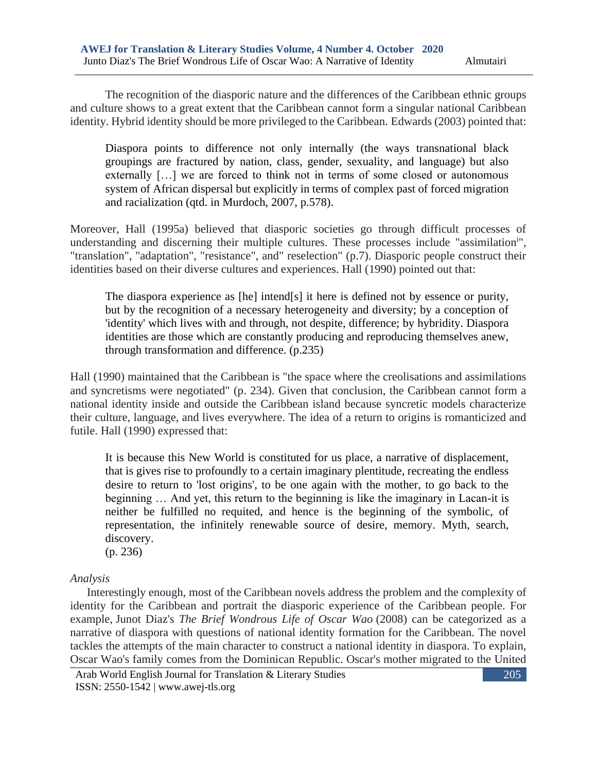The recognition of the diasporic nature and the differences of the Caribbean ethnic groups and culture shows to a great extent that the Caribbean cannot form a singular national Caribbean identity. Hybrid identity should be more privileged to the Caribbean. Edwards (2003) pointed that:

> Diaspora points to difference not only internally (the ways transnational black groupings are fractured by nation, class, gender, sexuality, and language) but also externally […] we are forced to think not in terms of some closed or autonomous system of African dispersal but explicitly in terms of complex past of forced migration and racialization (qtd. in Murdoch, 2007, p.578).

Moreover, Hall (1995a) believed that diasporic societies go through difficult processes of understanding and discerning their multiple cultures. These processes include "assimilation[i]", "translation", "adaptation", "resistance", and" reselection" (p.7). Diasporic people construct their identities based on their diverse cultures and experiences. Hall (1990) pointed out that:

> The diaspora experience as [he] intend[s] it here is defined not by essence or purity, but by the recognition of a necessary heterogeneity and diversity; by a conception of 'identity' which lives with and through, not despite, difference; by hybridity. Diaspora identities are those which are constantly producing and reproducing themselves anew, through transformation and difference. (p.235)

Hall (1990) maintained that the Caribbean is "the space where the creolisations and assimilations and syncretisms were negotiated" (p. 234). Given that conclusion, the Caribbean cannot form a national identity inside and outside the Caribbean island because syncretic models characterize their culture, language, and lives everywhere. The idea of a return to origins is romanticized and futile. Hall (1990) expressed that:

> It is because this New World is constituted for us place, a narrative of displacement, that is gives rise to profoundly to a certain imaginary plentitude, recreating the endless desire to return to 'lost origins', to be one again with the mother, to go back to the beginning … And yet, this return to the beginning is like the imaginary in Lacan-it is neither be fulfilled no requited, and hence is the beginning of the symbolic, of representation, the infinitely renewable source of desire, memory. Myth, search, discovery.
> (p. 236)

*Analysis*

Interestingly enough, most of the Caribbean novels address the problem and the complexity of identity for the Caribbean and portrait the diasporic experience of the Caribbean people. For example, Junot Diaz's *The Brief Wondrous Life of Oscar Wao* (2008) can be categorized as a narrative of diaspora with questions of national identity formation for the Caribbean. The novel tackles the attempts of the main character to construct a national identity in diaspora. To explain, Oscar Wao's family comes from the Dominican Republic. Oscar's mother migrated to the United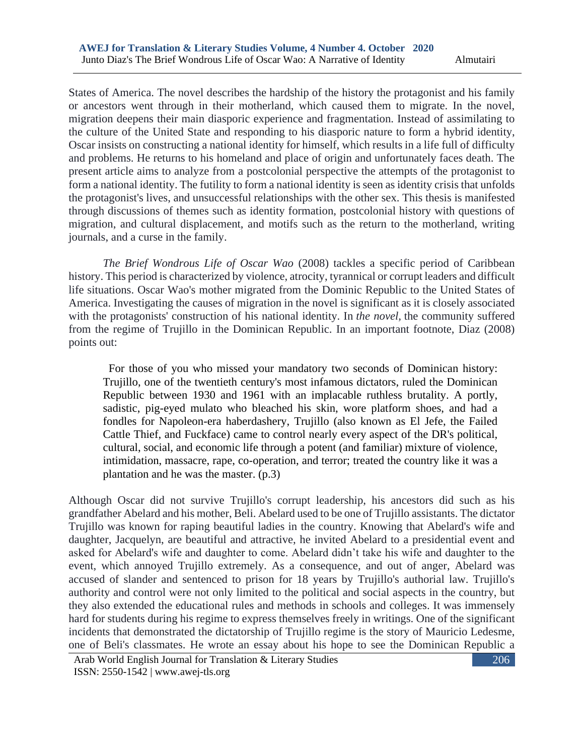States of America. The novel describes the hardship of the history the protagonist and his family or ancestors went through in their motherland, which caused them to migrate. In the novel, migration deepens their main diasporic experience and fragmentation. Instead of assimilating to the culture of the United State and responding to his diasporic nature to form a hybrid identity, Oscar insists on constructing a national identity for himself, which results in a life full of difficulty and problems. He returns to his homeland and place of origin and unfortunately faces death. The present article aims to analyze from a postcolonial perspective the attempts of the protagonist to form a national identity. The futility to form a national identity is seen as identity crisis that unfolds the protagonist's lives, and unsuccessful relationships with the other sex. This thesis is manifested through discussions of themes such as identity formation, postcolonial history with questions of migration, and cultural displacement, and motifs such as the return to the motherland, writing journals, and a curse in the family.

*The Brief Wondrous Life of Oscar Wao* (2008) tackles a specific period of Caribbean history. This period is characterized by violence, atrocity, tyrannical or corrupt leaders and difficult life situations. Oscar Wao's mother migrated from the Dominic Republic to the United States of America. Investigating the causes of migration in the novel is significant as it is closely associated with the protagonists' construction of his national identity. In *the novel*, the community suffered from the regime of Trujillo in the Dominican Republic. In an important footnote, Diaz (2008) points out:

> For those of you who missed your mandatory two seconds of Dominican history: Trujillo, one of the twentieth century's most infamous dictators, ruled the Dominican Republic between 1930 and 1961 with an implacable ruthless brutality. A portly, sadistic, pig-eyed mulato who bleached his skin, wore platform shoes, and had a fondles for Napoleon-era haberdashery, Trujillo (also known as El Jefe, the Failed Cattle Thief, and Fuckface) came to control nearly every aspect of the DR's political, cultural, social, and economic life through a potent (and familiar) mixture of violence, intimidation, massacre, rape, co-operation, and terror; treated the country like it was a plantation and he was the master. (p.3)

Although Oscar did not survive Trujillo's corrupt leadership, his ancestors did such as his grandfather Abelard and his mother, Beli. Abelard used to be one of Trujillo assistants. The dictator Trujillo was known for raping beautiful ladies in the country. Knowing that Abelard's wife and daughter, Jacquelyn, are beautiful and attractive, he invited Abelard to a presidential event and asked for Abelard's wife and daughter to come. Abelard didn't take his wife and daughter to the event, which annoyed Trujillo extremely. As a consequence, and out of anger, Abelard was accused of slander and sentenced to prison for 18 years by Trujillo's authorial law. Trujillo's authority and control were not only limited to the political and social aspects in the country, but they also extended the educational rules and methods in schools and colleges. It was immensely hard for students during his regime to express themselves freely in writings. One of the significant incidents that demonstrated the dictatorship of Trujillo regime is the story of Mauricio Ledesme, one of Beli's classmates. He wrote an essay about his hope to see the Dominican Republic a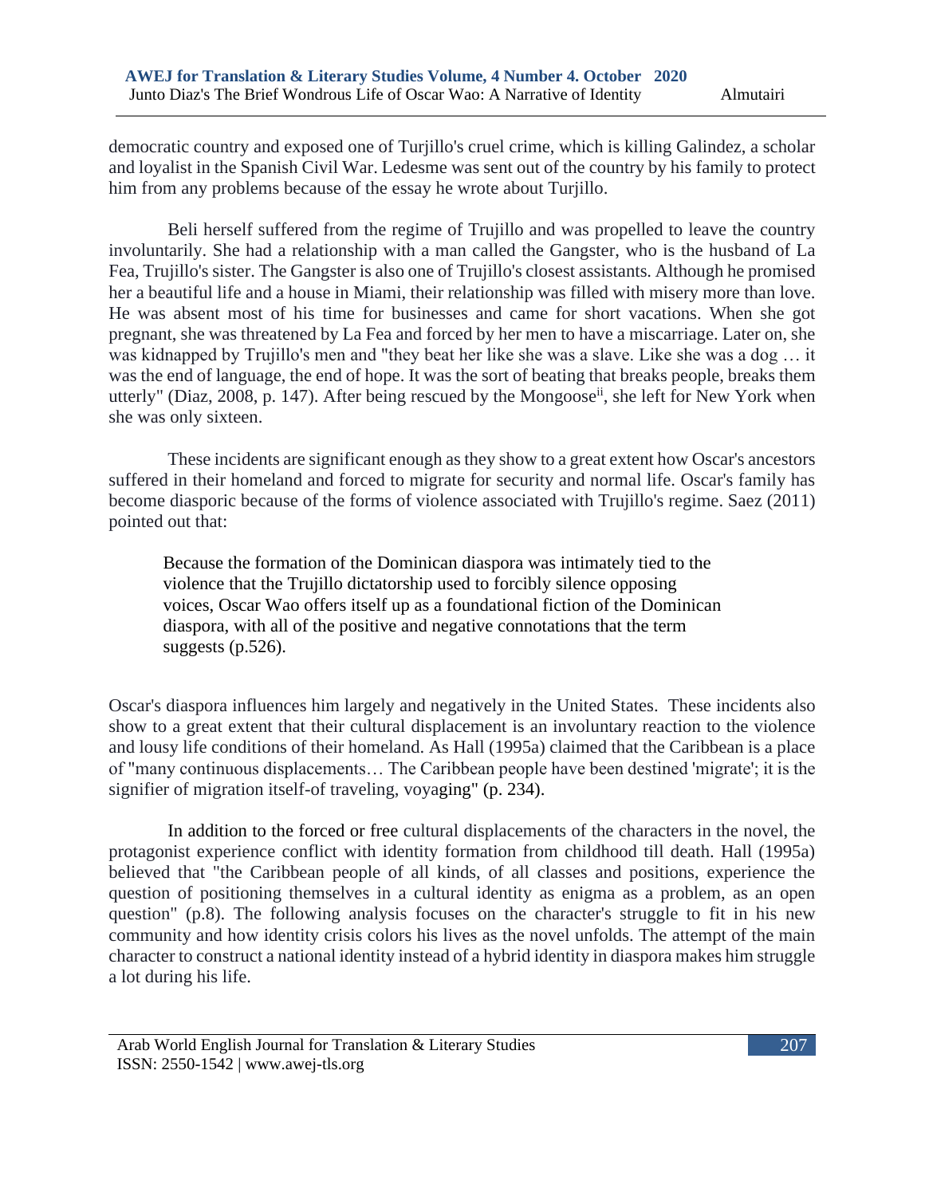democratic country and exposed one of Turjillo's cruel crime, which is killing Galindez, a scholar and loyalist in the Spanish Civil War. Ledesme was sent out of the country by his family to protect him from any problems because of the essay he wrote about Turjillo.

Beli herself suffered from the regime of Trujillo and was propelled to leave the country involuntarily. She had a relationship with a man called the Gangster, who is the husband of La Fea, Trujillo's sister. The Gangster is also one of Trujillo's closest assistants. Although he promised her a beautiful life and a house in Miami, their relationship was filled with misery more than love. He was absent most of his time for businesses and came for short vacations. When she got pregnant, she was threatened by La Fea and forced by her men to have a miscarriage. Later on, she was kidnapped by Trujillo's men and "they beat her like she was a slave. Like she was a dog … it was the end of language, the end of hope. It was the sort of beating that breaks people, breaks them utterly" (Diaz, 2008, p. 147). After being rescued by the Mongoose[ii], she left for New York when she was only sixteen.

These incidents are significant enough as they show to a great extent how Oscar's ancestors suffered in their homeland and forced to migrate for security and normal life. Oscar's family has become diasporic because of the forms of violence associated with Trujillo's regime. Saez (2011) pointed out that:

> Because the formation of the Dominican diaspora was intimately tied to the violence that the Trujillo dictatorship used to forcibly silence opposing voices, Oscar Wao offers itself up as a foundational fiction of the Dominican diaspora, with all of the positive and negative connotations that the term suggests (p.526).

Oscar's diaspora influences him largely and negatively in the United States. These incidents also show to a great extent that their cultural displacement is an involuntary reaction to the violence and lousy life conditions of their homeland. As Hall (1995a) claimed that the Caribbean is a place of "many continuous displacements… The Caribbean people have been destined 'migrate'; it is the signifier of migration itself-of traveling, voyaging" (p. 234).

In addition to the forced or free cultural displacements of the characters in the novel, the protagonist experience conflict with identity formation from childhood till death. Hall (1995a) believed that "the Caribbean people of all kinds, of all classes and positions, experience the question of positioning themselves in a cultural identity as enigma as a problem, as an open question" (p.8). The following analysis focuses on the character's struggle to fit in his new community and how identity crisis colors his lives as the novel unfolds. The attempt of the main character to construct a national identity instead of a hybrid identity in diaspora makes him struggle a lot during his life.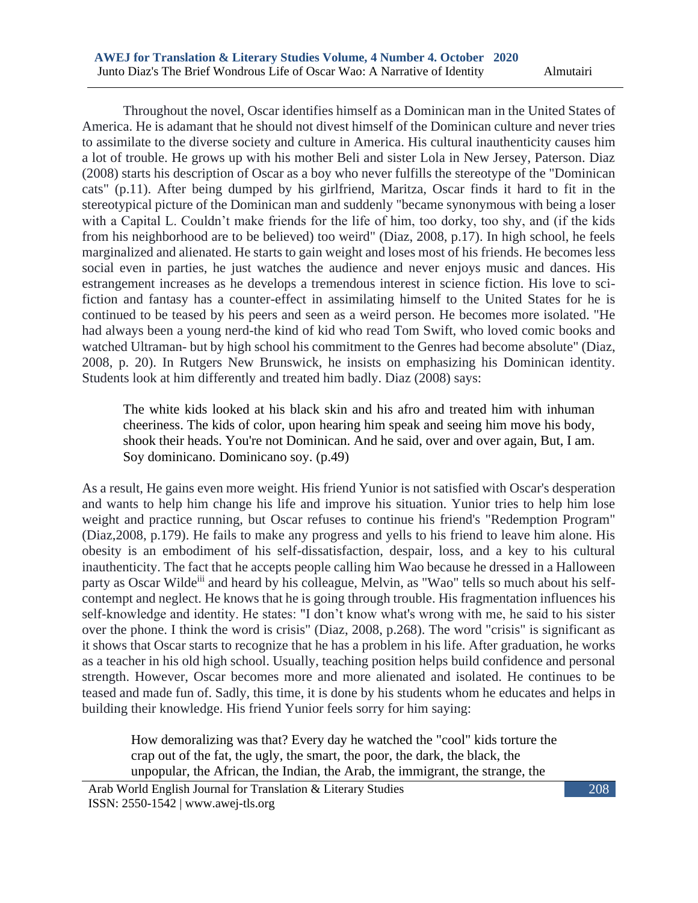Throughout the novel, Oscar identifies himself as a Dominican man in the United States of America. He is adamant that he should not divest himself of the Dominican culture and never tries to assimilate to the diverse society and culture in America. His cultural inauthenticity causes him a lot of trouble. He grows up with his mother Beli and sister Lola in New Jersey, Paterson. Diaz (2008) starts his description of Oscar as a boy who never fulfills the stereotype of the "Dominican cats" (p.11). After being dumped by his girlfriend, Maritza, Oscar finds it hard to fit in the stereotypical picture of the Dominican man and suddenly "became synonymous with being a loser with a Capital L. Couldn't make friends for the life of him, too dorky, too shy, and (if the kids from his neighborhood are to be believed) too weird" (Diaz, 2008, p.17). In high school, he feels marginalized and alienated. He starts to gain weight and loses most of his friends. He becomes less social even in parties, he just watches the audience and never enjoys music and dances. His estrangement increases as he develops a tremendous interest in science fiction. His love to sci-fiction and fantasy has a counter-effect in assimilating himself to the United States for he is continued to be teased by his peers and seen as a weird person. He becomes more isolated. "He had always been a young nerd-the kind of kid who read Tom Swift, who loved comic books and watched Ultraman- but by high school his commitment to the Genres had become absolute" (Diaz, 2008, p. 20). In Rutgers New Brunswick, he insists on emphasizing his Dominican identity. Students look at him differently and treated him badly. Diaz (2008) says:

> The white kids looked at his black skin and his afro and treated him with inhuman cheeriness. The kids of color, upon hearing him speak and seeing him move his body, shook their heads. You're not Dominican. And he said, over and over again, But, I am. Soy dominicano. Dominicano soy. (p.49)

As a result, He gains even more weight. His friend Yunior is not satisfied with Oscar's desperation and wants to help him change his life and improve his situation. Yunior tries to help him lose weight and practice running, but Oscar refuses to continue his friend's "Redemption Program" (Diaz,2008, p.179). He fails to make any progress and yells to his friend to leave him alone. His obesity is an embodiment of his self-dissatisfaction, despair, loss, and a key to his cultural inauthenticity. The fact that he accepts people calling him Wao because he dressed in a Halloween party as Oscar Wilde[iii] and heard by his colleague, Melvin, as "Wao" tells so much about his self-contempt and neglect. He knows that he is going through trouble. His fragmentation influences his self-knowledge and identity. He states: "I don't know what's wrong with me, he said to his sister over the phone. I think the word is crisis" (Diaz, 2008, p.268). The word "crisis" is significant as it shows that Oscar starts to recognize that he has a problem in his life. After graduation, he works as a teacher in his old high school. Usually, teaching position helps build confidence and personal strength. However, Oscar becomes more and more alienated and isolated. He continues to be teased and made fun of. Sadly, this time, it is done by his students whom he educates and helps in building their knowledge. His friend Yunior feels sorry for him saying:

> How demoralizing was that? Every day he watched the "cool" kids torture the crap out of the fat, the ugly, the smart, the poor, the dark, the black, the unpopular, the African, the Indian, the Arab, the immigrant, the strange, the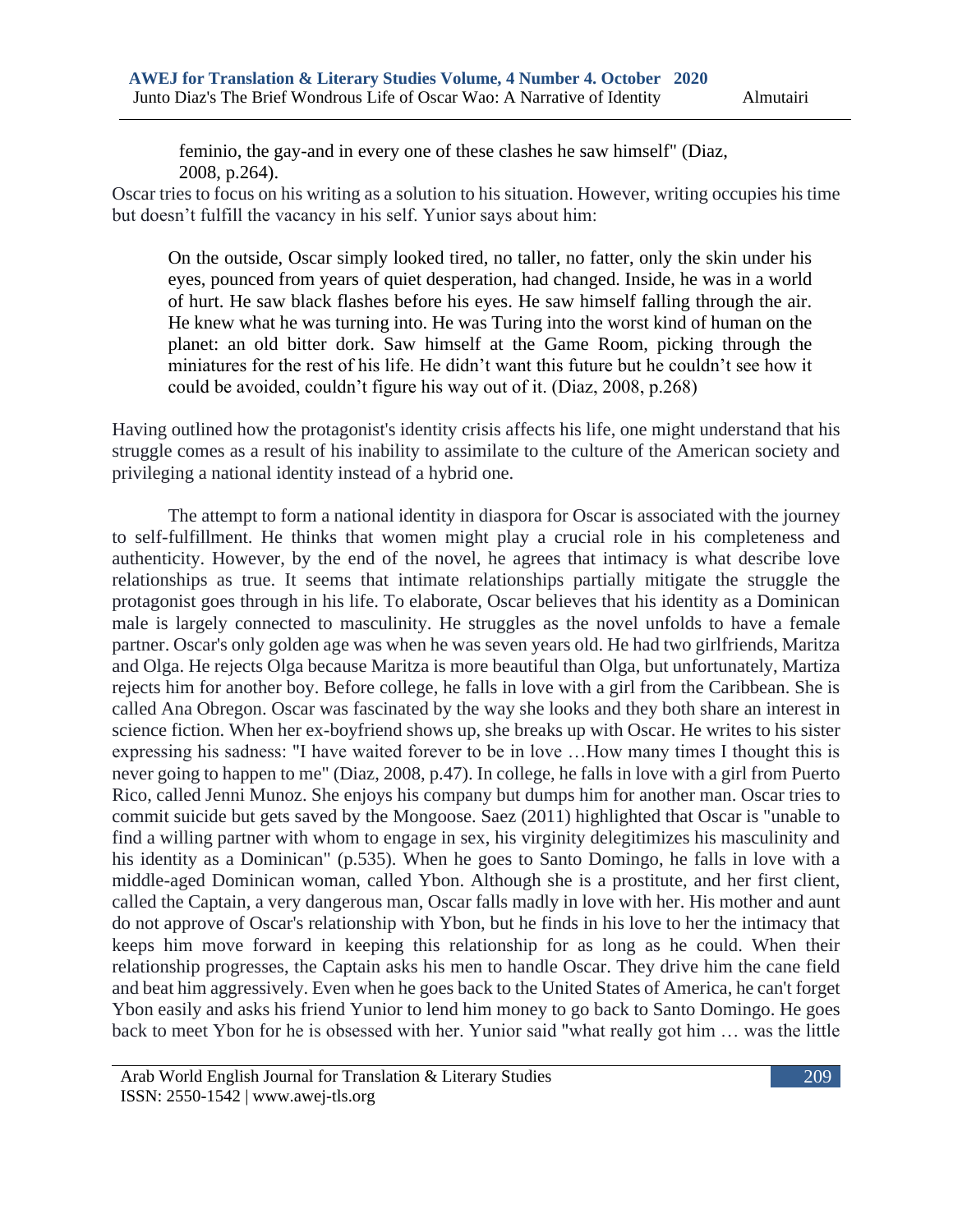> feminio, the gay-and in every one of these clashes he saw himself" (Diaz, 2008, p.264).

Oscar tries to focus on his writing as a solution to his situation. However, writing occupies his time but doesn't fulfill the vacancy in his self. Yunior says about him:

> On the outside, Oscar simply looked tired, no taller, no fatter, only the skin under his eyes, pounced from years of quiet desperation, had changed. Inside, he was in a world of hurt. He saw black flashes before his eyes. He saw himself falling through the air. He knew what he was turning into. He was Turing into the worst kind of human on the planet: an old bitter dork. Saw himself at the Game Room, picking through the miniatures for the rest of his life. He didn't want this future but he couldn't see how it could be avoided, couldn't figure his way out of it. (Diaz, 2008, p.268)

Having outlined how the protagonist's identity crisis affects his life, one might understand that his struggle comes as a result of his inability to assimilate to the culture of the American society and privileging a national identity instead of a hybrid one.

The attempt to form a national identity in diaspora for Oscar is associated with the journey to self-fulfillment. He thinks that women might play a crucial role in his completeness and authenticity. However, by the end of the novel, he agrees that intimacy is what describe love relationships as true. It seems that intimate relationships partially mitigate the struggle the protagonist goes through in his life. To elaborate, Oscar believes that his identity as a Dominican male is largely connected to masculinity. He struggles as the novel unfolds to have a female partner. Oscar's only golden age was when he was seven years old. He had two girlfriends, Maritza and Olga. He rejects Olga because Maritza is more beautiful than Olga, but unfortunately, Martiza rejects him for another boy. Before college, he falls in love with a girl from the Caribbean. She is called Ana Obregon. Oscar was fascinated by the way she looks and they both share an interest in science fiction. When her ex-boyfriend shows up, she breaks up with Oscar. He writes to his sister expressing his sadness: "I have waited forever to be in love …How many times I thought this is never going to happen to me" (Diaz, 2008, p.47). In college, he falls in love with a girl from Puerto Rico, called Jenni Munoz. She enjoys his company but dumps him for another man. Oscar tries to commit suicide but gets saved by the Mongoose. Saez (2011) highlighted that Oscar is "unable to find a willing partner with whom to engage in sex, his virginity delegitimizes his masculinity and his identity as a Dominican" (p.535). When he goes to Santo Domingo, he falls in love with a middle-aged Dominican woman, called Ybon. Although she is a prostitute, and her first client, called the Captain, a very dangerous man, Oscar falls madly in love with her. His mother and aunt do not approve of Oscar's relationship with Ybon, but he finds in his love to her the intimacy that keeps him move forward in keeping this relationship for as long as he could. When their relationship progresses, the Captain asks his men to handle Oscar. They drive him the cane field and beat him aggressively. Even when he goes back to the United States of America, he can't forget Ybon easily and asks his friend Yunior to lend him money to go back to Santo Domingo. He goes back to meet Ybon for he is obsessed with her. Yunior said "what really got him … was the little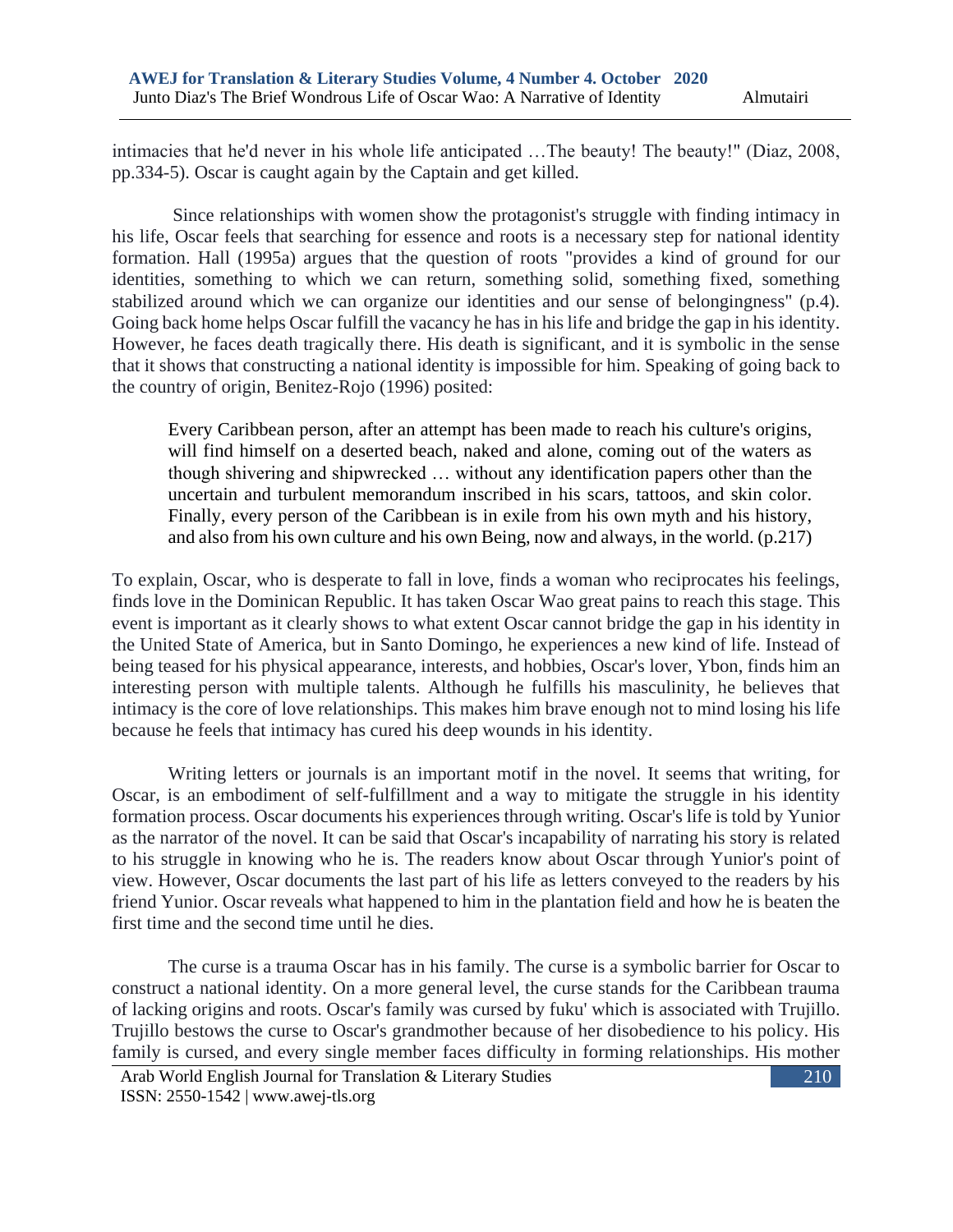intimacies that he'd never in his whole life anticipated …The beauty! The beauty!" (Diaz, 2008, pp.334-5). Oscar is caught again by the Captain and get killed.

Since relationships with women show the protagonist's struggle with finding intimacy in his life, Oscar feels that searching for essence and roots is a necessary step for national identity formation. Hall (1995a) argues that the question of roots "provides a kind of ground for our identities, something to which we can return, something solid, something fixed, something stabilized around which we can organize our identities and our sense of belongingness" (p.4). Going back home helps Oscar fulfill the vacancy he has in his life and bridge the gap in his identity. However, he faces death tragically there. His death is significant, and it is symbolic in the sense that it shows that constructing a national identity is impossible for him. Speaking of going back to the country of origin, Benitez-Rojo (1996) posited:

> Every Caribbean person, after an attempt has been made to reach his culture's origins, will find himself on a deserted beach, naked and alone, coming out of the waters as though shivering and shipwrecked … without any identification papers other than the uncertain and turbulent memorandum inscribed in his scars, tattoos, and skin color. Finally, every person of the Caribbean is in exile from his own myth and his history, and also from his own culture and his own Being, now and always, in the world. (p.217)

To explain, Oscar, who is desperate to fall in love, finds a woman who reciprocates his feelings, finds love in the Dominican Republic. It has taken Oscar Wao great pains to reach this stage. This event is important as it clearly shows to what extent Oscar cannot bridge the gap in his identity in the United State of America, but in Santo Domingo, he experiences a new kind of life. Instead of being teased for his physical appearance, interests, and hobbies, Oscar's lover, Ybon, finds him an interesting person with multiple talents. Although he fulfills his masculinity, he believes that intimacy is the core of love relationships. This makes him brave enough not to mind losing his life because he feels that intimacy has cured his deep wounds in his identity.

Writing letters or journals is an important motif in the novel. It seems that writing, for Oscar, is an embodiment of self-fulfillment and a way to mitigate the struggle in his identity formation process. Oscar documents his experiences through writing. Oscar's life is told by Yunior as the narrator of the novel. It can be said that Oscar's incapability of narrating his story is related to his struggle in knowing who he is. The readers know about Oscar through Yunior's point of view. However, Oscar documents the last part of his life as letters conveyed to the readers by his friend Yunior. Oscar reveals what happened to him in the plantation field and how he is beaten the first time and the second time until he dies.

The curse is a trauma Oscar has in his family. The curse is a symbolic barrier for Oscar to construct a national identity. On a more general level, the curse stands for the Caribbean trauma of lacking origins and roots. Oscar's family was cursed by fuku' which is associated with Trujillo. Trujillo bestows the curse to Oscar's grandmother because of her disobedience to his policy. His family is cursed, and every single member faces difficulty in forming relationships. His mother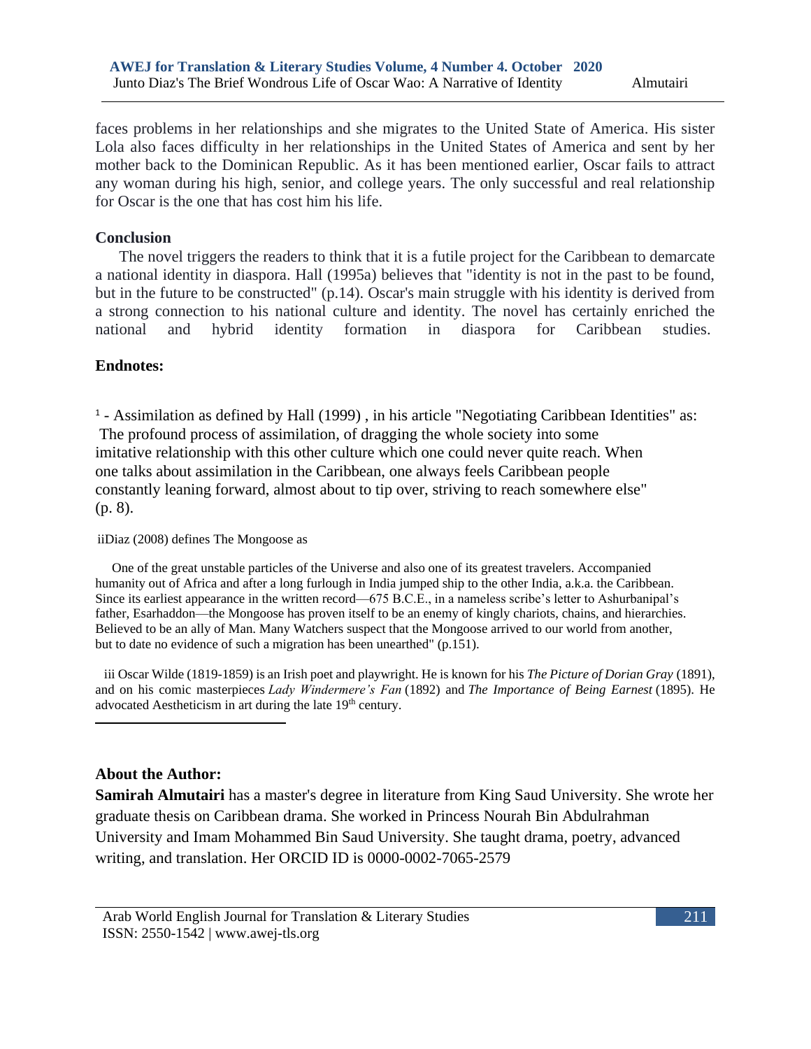faces problems in her relationships and she migrates to the United State of America. His sister Lola also faces difficulty in her relationships in the United States of America and sent by her mother back to the Dominican Republic. As it has been mentioned earlier, Oscar fails to attract any woman during his high, senior, and college years. The only successful and real relationship for Oscar is the one that has cost him his life.

## Conclusion

The novel triggers the readers to think that it is a futile project for the Caribbean to demarcate a national identity in diaspora. Hall (1995a) believes that "identity is not in the past to be found, but in the future to be constructed" (p.14). Oscar's main struggle with his identity is derived from a strong connection to his national culture and identity. The novel has certainly enriched the national and hybrid identity formation in diaspora for Caribbean studies.

## Endnotes:

[1] - Assimilation as defined by Hall (1999) , in his article "Negotiating Caribbean Identities" as:
The profound process of assimilation, of dragging the whole society into some imitative relationship with this other culture which one could never quite reach. When one talks about assimilation in the Caribbean, one always feels Caribbean people constantly leaning forward, almost about to tip over, striving to reach somewhere else" (p. 8).

ii Diaz (2008) defines The Mongoose as

One of the great unstable particles of the Universe and also one of its greatest travelers. Accompanied humanity out of Africa and after a long furlough in India jumped ship to the other India, a.k.a. the Caribbean. Since its earliest appearance in the written record—675 B.C.E., in a nameless scribe's letter to Ashurbanipal's father, Esarhaddon—the Mongoose has proven itself to be an enemy of kingly chariots, chains, and hierarchies. Believed to be an ally of Man. Many Watchers suspect that the Mongoose arrived to our world from another, but to date no evidence of such a migration has been unearthed" (p.151).

iii Oscar Wilde (1819-1859) is an Irish poet and playwright. He is known for his *The Picture of Dorian Gray* (1891), and on his comic masterpieces *Lady Windermere's Fan* (1892) and *The Importance of Being Earnest* (1895). He advocated Aestheticism in art during the late 19th century.

## About the Author:

**Samirah Almutairi** has a master's degree in literature from King Saud University. She wrote her graduate thesis on Caribbean drama. She worked in Princess Nourah Bin Abdulrahman University and Imam Mohammed Bin Saud University. She taught drama, poetry, advanced writing, and translation. Her ORCID ID is 0000-0002-7065-2579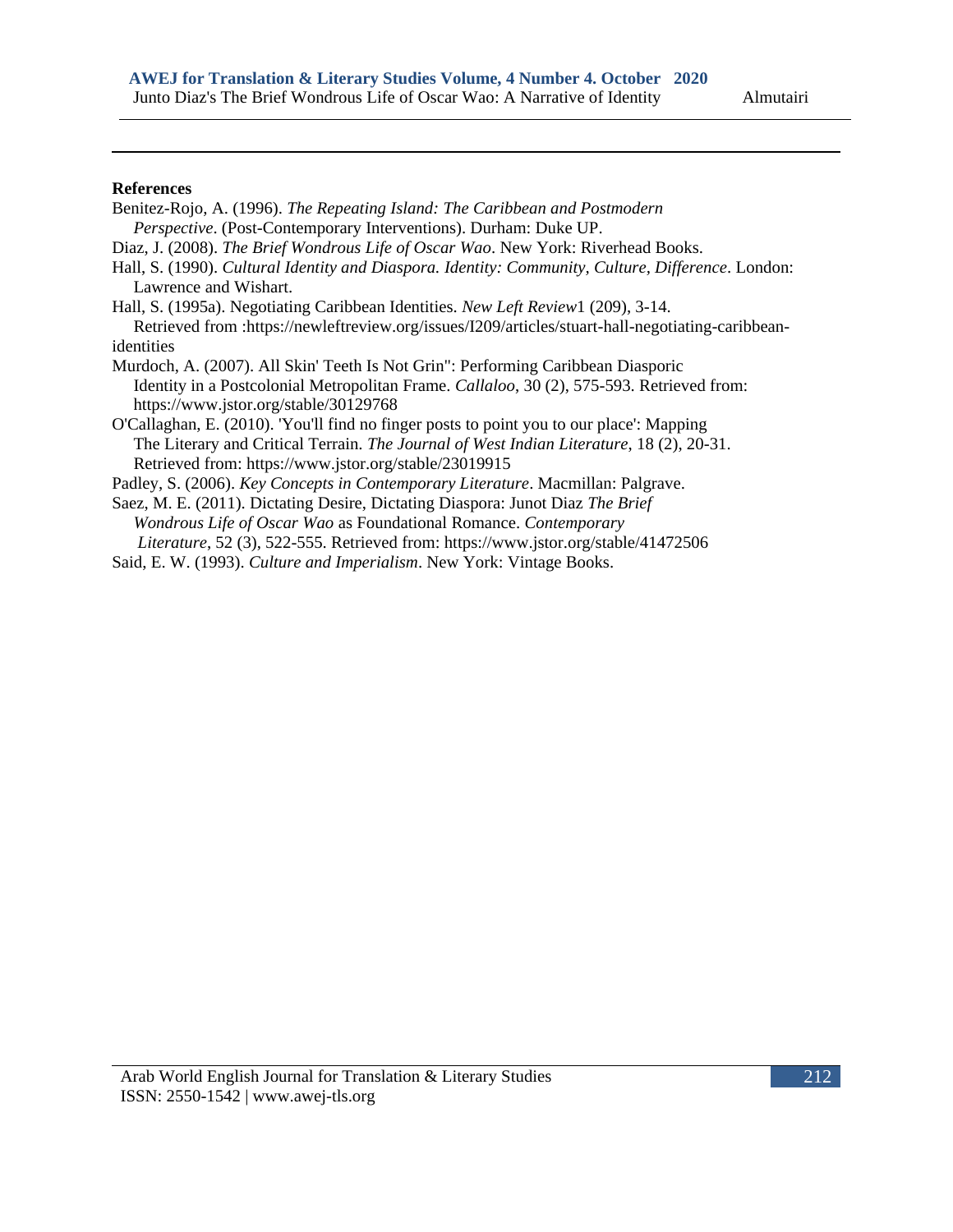## References

Benitez-Rojo, A. (1996). *The Repeating Island: The Caribbean and Postmodern Perspective*. (Post-Contemporary Interventions). Durham: Duke UP.

Diaz, J. (2008). *The Brief Wondrous Life of Oscar Wao*. New York: Riverhead Books.

Hall, S. (1990). *Cultural Identity and Diaspora. Identity: Community, Culture, Difference*. London: Lawrence and Wishart.

Hall, S. (1995a). Negotiating Caribbean Identities. *New Left Review*1 (209), 3-14. Retrieved from :https://newleftreview.org/issues/I209/articles/stuart-hall-negotiating-caribbean-identities

Murdoch, A. (2007). All Skin' Teeth Is Not Grin": Performing Caribbean Diasporic Identity in a Postcolonial Metropolitan Frame. *Callaloo*, 30 (2), 575-593. Retrieved from: https://www.jstor.org/stable/30129768

O'Callaghan, E. (2010). 'You'll find no finger posts to point you to our place': Mapping The Literary and Critical Terrain. *The Journal of West Indian Literature*, 18 (2), 20-31. Retrieved from: https://www.jstor.org/stable/23019915

Padley, S. (2006). *Key Concepts in Contemporary Literature*. Macmillan: Palgrave.

Saez, M. E. (2011). Dictating Desire, Dictating Diaspora: Junot Diaz *The Brief Wondrous Life of Oscar Wao* as Foundational Romance. *Contemporary Literature*, 52 (3), 522-555. Retrieved from: https://www.jstor.org/stable/41472506

Said, E. W. (1993). *Culture and Imperialism*. New York: Vintage Books.